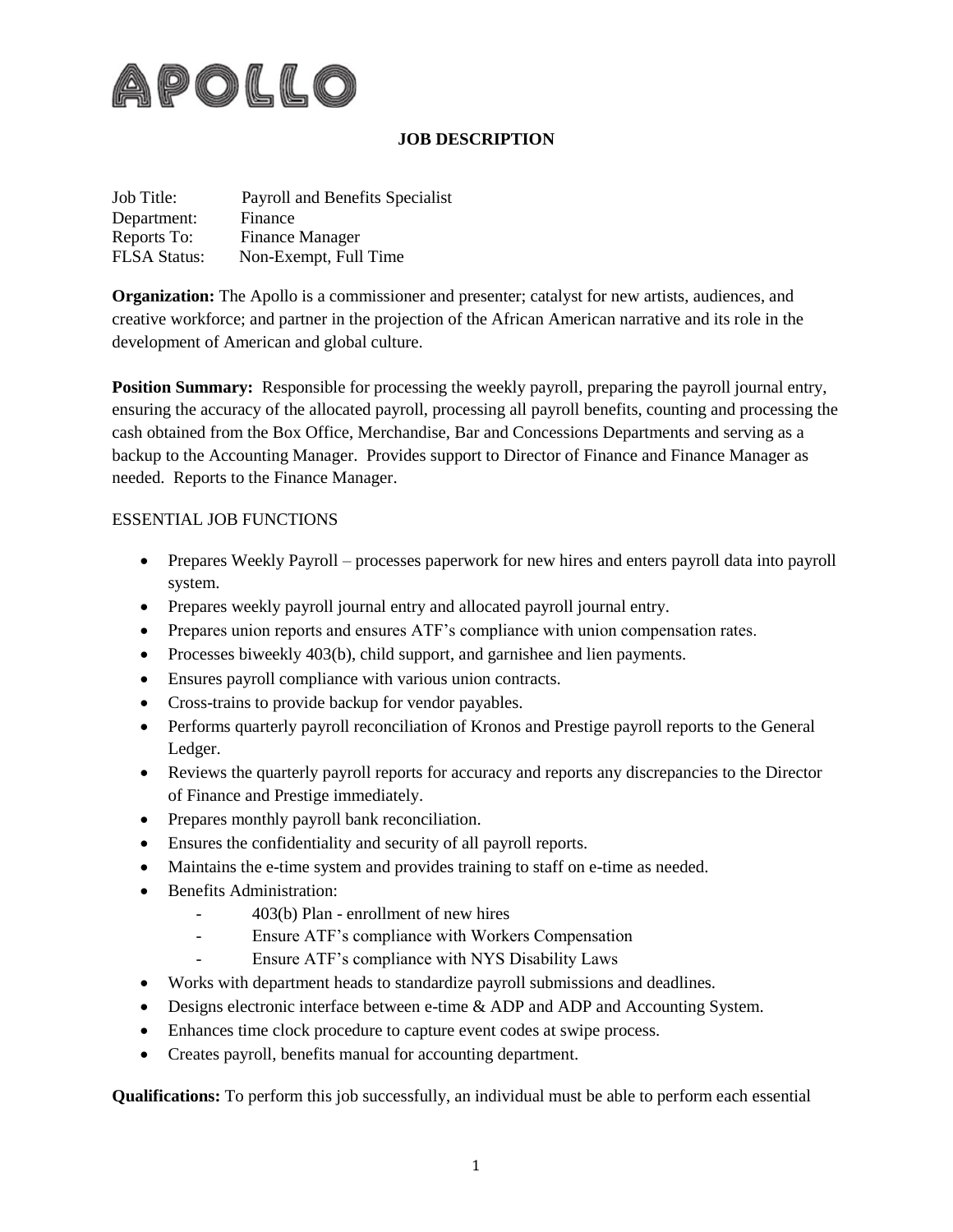APOLLO

## JOB DESCRIPTION

Job Title: Payroll and Benefits Specialist
Department: Finance
Reports To: Finance Manager
FLSA Status: Non-Exempt, Full Time

**Organization:** The Apollo is a commissioner and presenter; catalyst for new artists, audiences, and creative workforce; and partner in the projection of the African American narrative and its role in the development of American and global culture.

**Position Summary:** Responsible for processing the weekly payroll, preparing the payroll journal entry, ensuring the accuracy of the allocated payroll, processing all payroll benefits, counting and processing the cash obtained from the Box Office, Merchandise, Bar and Concessions Departments and serving as a backup to the Accounting Manager. Provides support to Director of Finance and Finance Manager as needed. Reports to the Finance Manager.

ESSENTIAL JOB FUNCTIONS

- Prepares Weekly Payroll – processes paperwork for new hires and enters payroll data into payroll system.
- Prepares weekly payroll journal entry and allocated payroll journal entry.
- Prepares union reports and ensures ATF's compliance with union compensation rates.
- Processes biweekly 403(b), child support, and garnishee and lien payments.
- Ensures payroll compliance with various union contracts.
- Cross-trains to provide backup for vendor payables.
- Performs quarterly payroll reconciliation of Kronos and Prestige payroll reports to the General Ledger.
- Reviews the quarterly payroll reports for accuracy and reports any discrepancies to the Director of Finance and Prestige immediately.
- Prepares monthly payroll bank reconciliation.
- Ensures the confidentiality and security of all payroll reports.
- Maintains the e-time system and provides training to staff on e-time as needed.
- Benefits Administration:
  - 403(b) Plan - enrollment of new hires
  - Ensure ATF's compliance with Workers Compensation
  - Ensure ATF's compliance with NYS Disability Laws
- Works with department heads to standardize payroll submissions and deadlines.
- Designs electronic interface between e-time & ADP and ADP and Accounting System.
- Enhances time clock procedure to capture event codes at swipe process.
- Creates payroll, benefits manual for accounting department.

**Qualifications:** To perform this job successfully, an individual must be able to perform each essential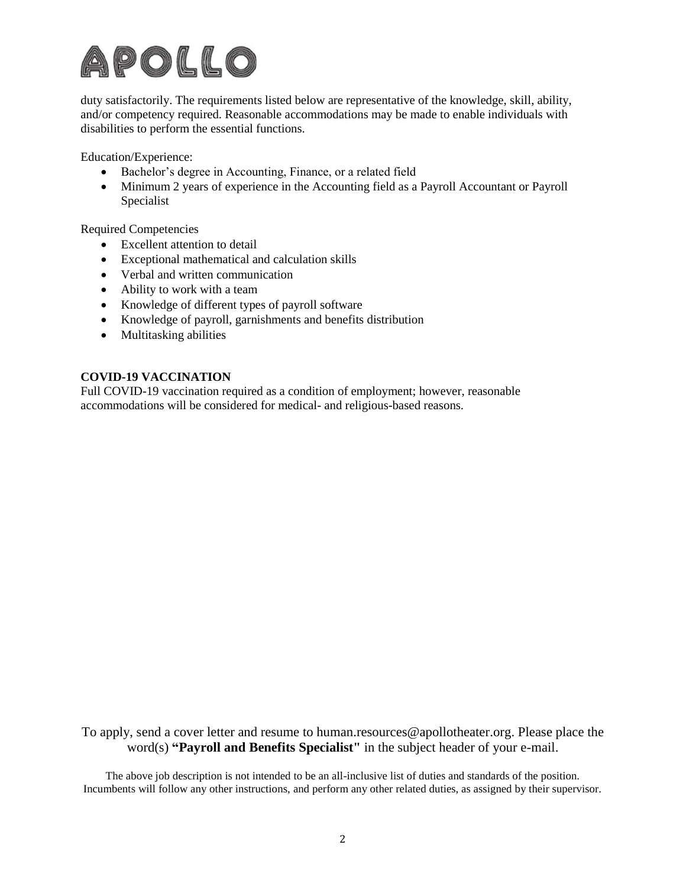APOLLO

duty satisfactorily. The requirements listed below are representative of the knowledge, skill, ability, and/or competency required. Reasonable accommodations may be made to enable individuals with disabilities to perform the essential functions.

Education/Experience:

- Bachelor's degree in Accounting, Finance, or a related field
- Minimum 2 years of experience in the Accounting field as a Payroll Accountant or Payroll Specialist

Required Competencies

- Excellent attention to detail
- Exceptional mathematical and calculation skills
- Verbal and written communication
- Ability to work with a team
- Knowledge of different types of payroll software
- Knowledge of payroll, garnishments and benefits distribution
- Multitasking abilities

**COVID-19 VACCINATION**

Full COVID-19 vaccination required as a condition of employment; however, reasonable accommodations will be considered for medical- and religious-based reasons.

To apply, send a cover letter and resume to human.resources@apollotheater.org. Please place the word(s) **"Payroll and Benefits Specialist"** in the subject header of your e-mail.

The above job description is not intended to be an all-inclusive list of duties and standards of the position. Incumbents will follow any other instructions, and perform any other related duties, as assigned by their supervisor.